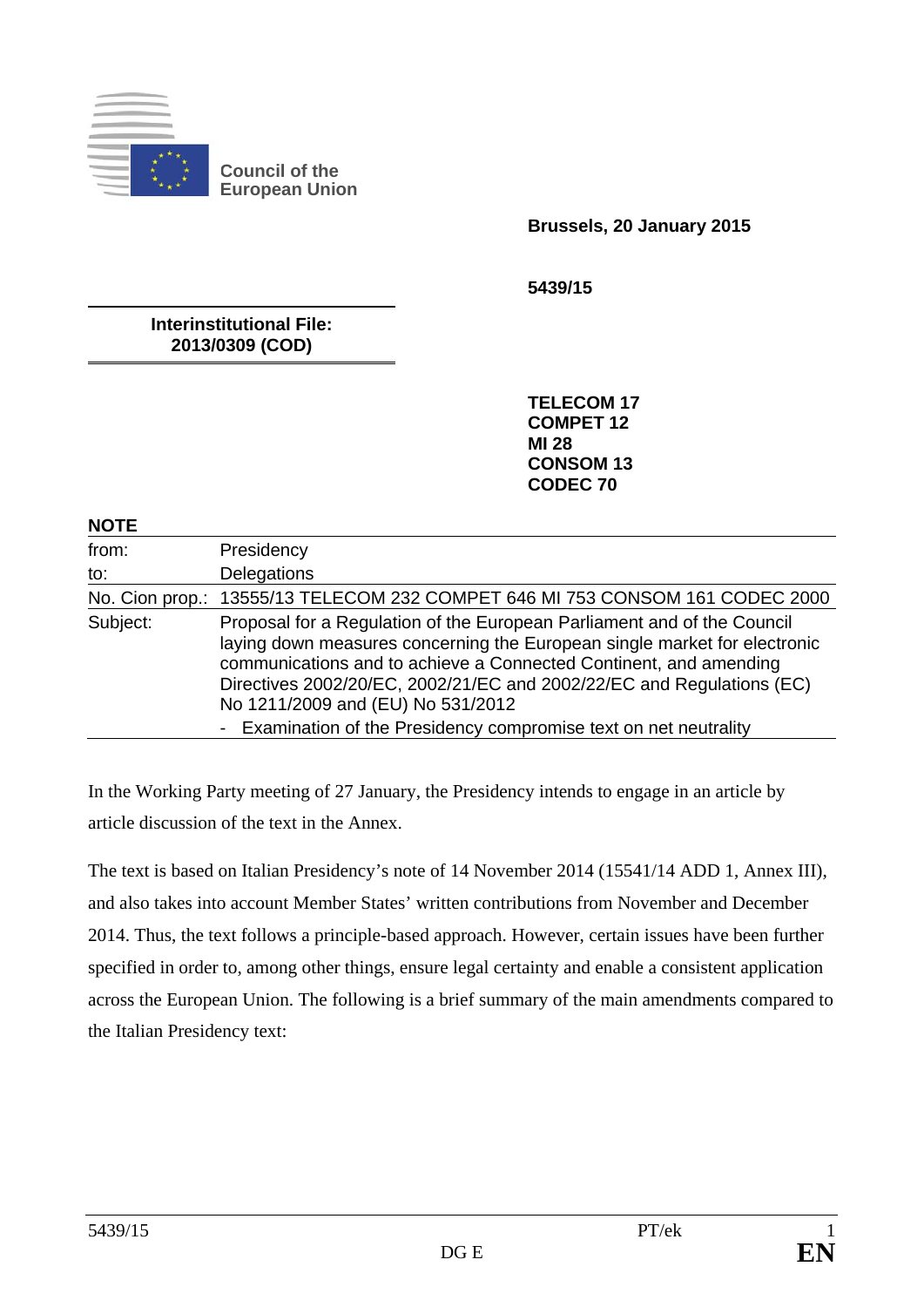**Council of the European Union**

**Brussels, 20 January 2015**

**5439/15**

**Interinstitutional File: 2013/0309 (COD)**

**TELECOM 17**
**COMPET 12**
**MI 28**
**CONSOM 13**
**CODEC 70**

**NOTE**

| | |
|---|---|
| from: | Presidency |
| to: | Delegations |
| No. Cion prop.: | 13555/13 TELECOM 232 COMPET 646 MI 753 CONSOM 161 CODEC 2000 |
| Subject: | Proposal for a Regulation of the European Parliament and of the Council laying down measures concerning the European single market for electronic communications and to achieve a Connected Continent, and amending Directives 2002/20/EC, 2002/21/EC and 2002/22/EC and Regulations (EC) No 1211/2009 and (EU) No 531/2012<br>- Examination of the Presidency compromise text on net neutrality |

In the Working Party meeting of 27 January, the Presidency intends to engage in an article by article discussion of the text in the Annex.

The text is based on Italian Presidency's note of 14 November 2014 (15541/14 ADD 1, Annex III), and also takes into account Member States' written contributions from November and December 2014. Thus, the text follows a principle-based approach. However, certain issues have been further specified in order to, among other things, ensure legal certainty and enable a consistent application across the European Union. The following is a brief summary of the main amendments compared to the Italian Presidency text: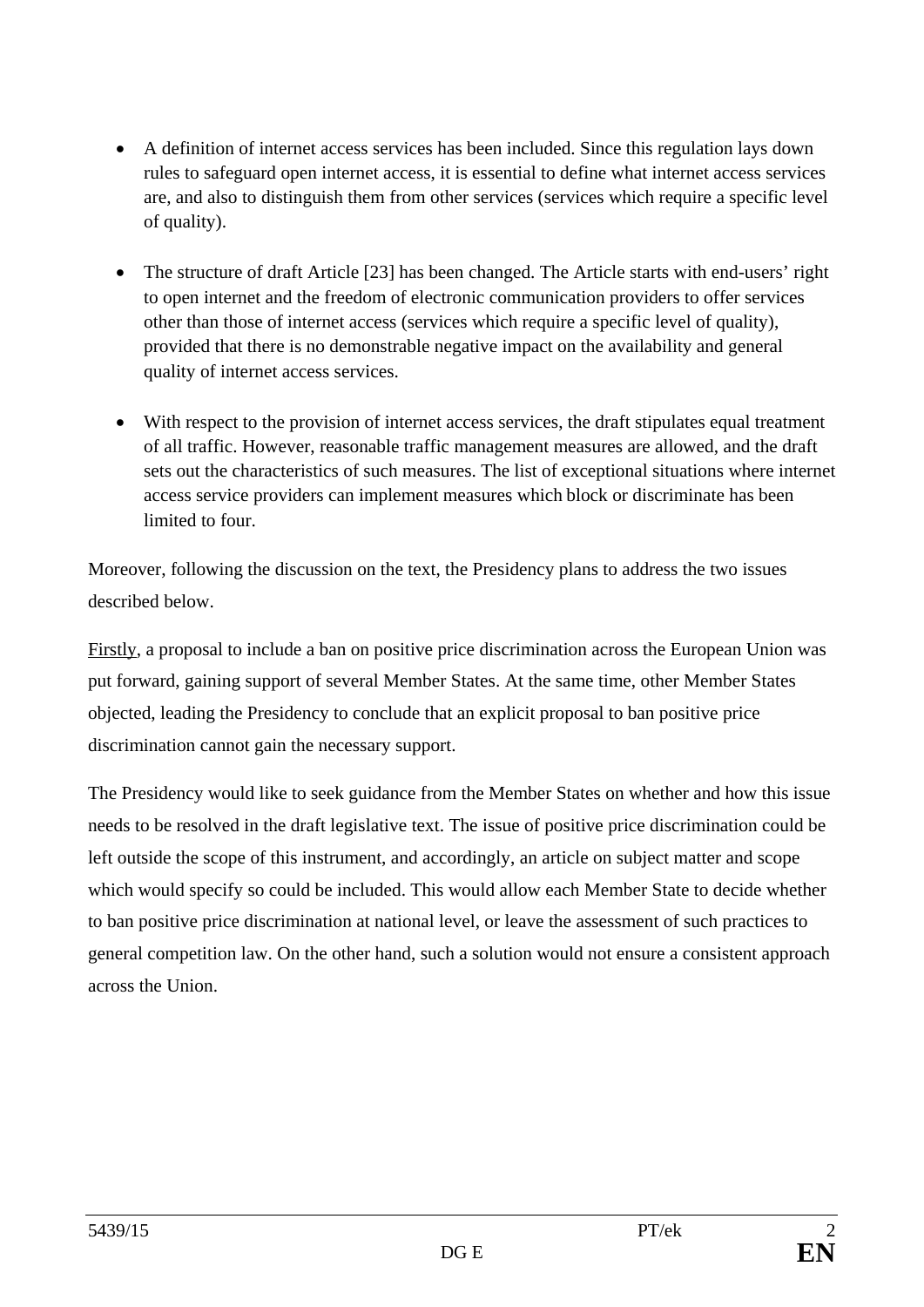- A definition of internet access services has been included. Since this regulation lays down rules to safeguard open internet access, it is essential to define what internet access services are, and also to distinguish them from other services (services which require a specific level of quality).

- The structure of draft Article [23] has been changed. The Article starts with end-users' right to open internet and the freedom of electronic communication providers to offer services other than those of internet access (services which require a specific level of quality), provided that there is no demonstrable negative impact on the availability and general quality of internet access services.

- With respect to the provision of internet access services, the draft stipulates equal treatment of all traffic. However, reasonable traffic management measures are allowed, and the draft sets out the characteristics of such measures. The list of exceptional situations where internet access service providers can implement measures which block or discriminate has been limited to four.

Moreover, following the discussion on the text, the Presidency plans to address the two issues described below.

Firstly, a proposal to include a ban on positive price discrimination across the European Union was put forward, gaining support of several Member States. At the same time, other Member States objected, leading the Presidency to conclude that an explicit proposal to ban positive price discrimination cannot gain the necessary support.

The Presidency would like to seek guidance from the Member States on whether and how this issue needs to be resolved in the draft legislative text. The issue of positive price discrimination could be left outside the scope of this instrument, and accordingly, an article on subject matter and scope which would specify so could be included. This would allow each Member State to decide whether to ban positive price discrimination at national level, or leave the assessment of such practices to general competition law. On the other hand, such a solution would not ensure a consistent approach across the Union.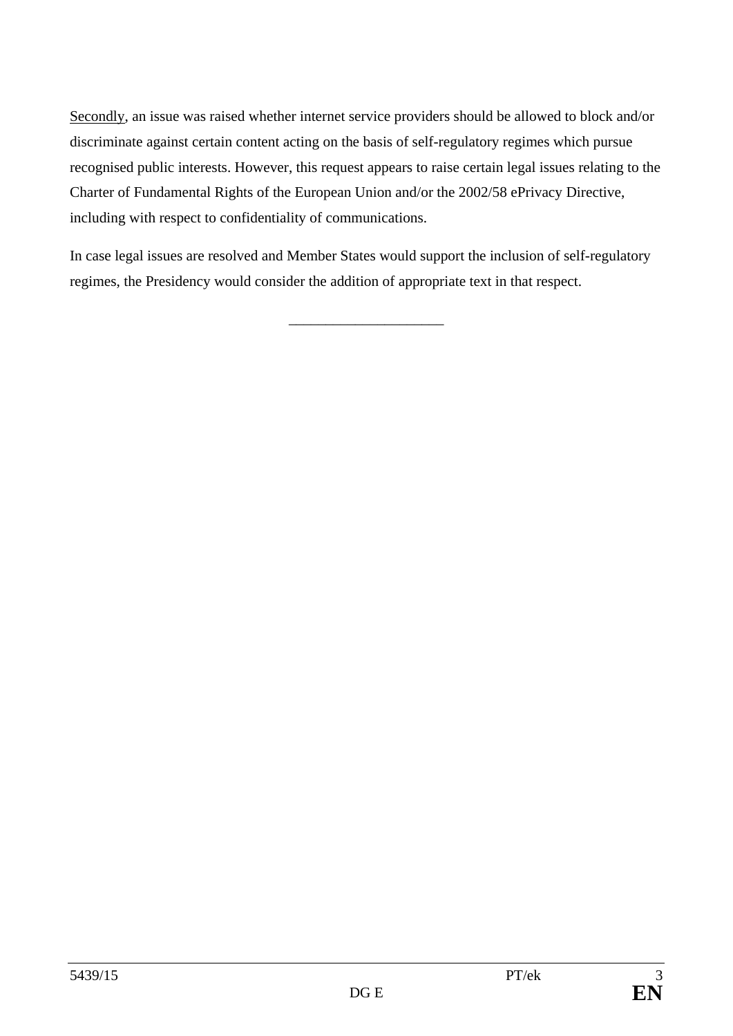<u>Secondly</u>, an issue was raised whether internet service providers should be allowed to block and/or discriminate against certain content acting on the basis of self-regulatory regimes which pursue recognised public interests. However, this request appears to raise certain legal issues relating to the Charter of Fundamental Rights of the European Union and/or the 2002/58 ePrivacy Directive, including with respect to confidentiality of communications.

In case legal issues are resolved and Member States would support the inclusion of self-regulatory regimes, the Presidency would consider the addition of appropriate text in that respect.

---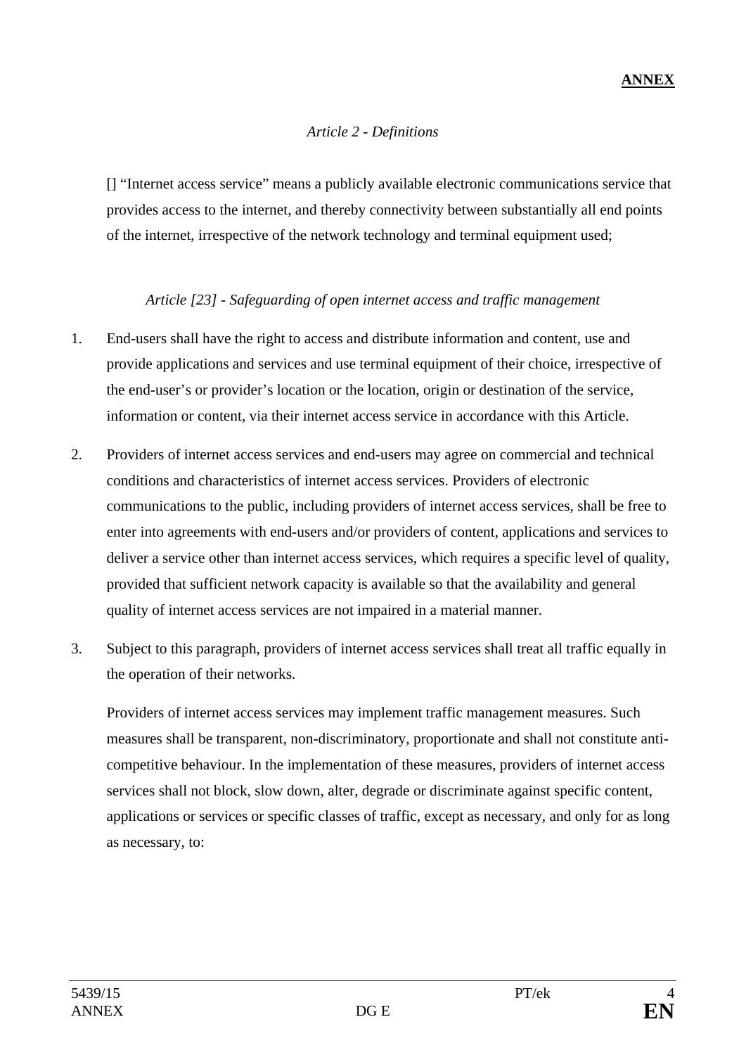**ANNEX**

*Article 2 - Definitions*

[] "Internet access service" means a publicly available electronic communications service that provides access to the internet, and thereby connectivity between substantially all end points of the internet, irrespective of the network technology and terminal equipment used;

*Article [23] - Safeguarding of open internet access and traffic management*

1. End-users shall have the right to access and distribute information and content, use and provide applications and services and use terminal equipment of their choice, irrespective of the end-user's or provider's location or the location, origin or destination of the service, information or content, via their internet access service in accordance with this Article.

2. Providers of internet access services and end-users may agree on commercial and technical conditions and characteristics of internet access services. Providers of electronic communications to the public, including providers of internet access services, shall be free to enter into agreements with end-users and/or providers of content, applications and services to deliver a service other than internet access services, which requires a specific level of quality, provided that sufficient network capacity is available so that the availability and general quality of internet access services are not impaired in a material manner.

3. Subject to this paragraph, providers of internet access services shall treat all traffic equally in the operation of their networks.

   Providers of internet access services may implement traffic management measures. Such measures shall be transparent, non-discriminatory, proportionate and shall not constitute anti-competitive behaviour. In the implementation of these measures, providers of internet access services shall not block, slow down, alter, degrade or discriminate against specific content, applications or services or specific classes of traffic, except as necessary, and only for as long as necessary, to: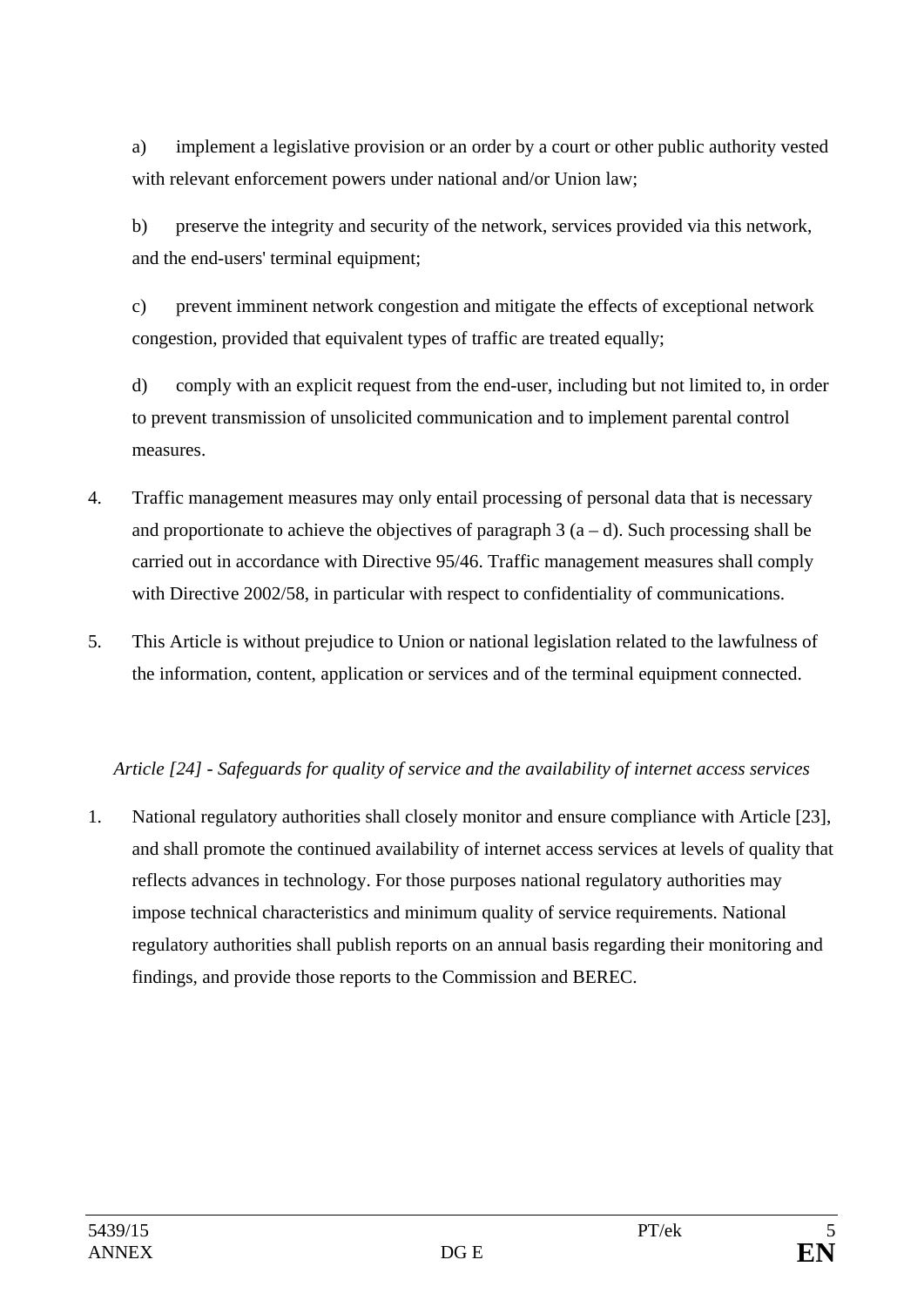a) implement a legislative provision or an order by a court or other public authority vested with relevant enforcement powers under national and/or Union law;

b) preserve the integrity and security of the network, services provided via this network, and the end-users' terminal equipment;

c) prevent imminent network congestion and mitigate the effects of exceptional network congestion, provided that equivalent types of traffic are treated equally;

d) comply with an explicit request from the end-user, including but not limited to, in order to prevent transmission of unsolicited communication and to implement parental control measures.

4. Traffic management measures may only entail processing of personal data that is necessary and proportionate to achieve the objectives of paragraph 3 (a – d). Such processing shall be carried out in accordance with Directive 95/46. Traffic management measures shall comply with Directive 2002/58, in particular with respect to confidentiality of communications.

5. This Article is without prejudice to Union or national legislation related to the lawfulness of the information, content, application or services and of the terminal equipment connected.

*Article [24] - Safeguards for quality of service and the availability of internet access services*

1. National regulatory authorities shall closely monitor and ensure compliance with Article [23], and shall promote the continued availability of internet access services at levels of quality that reflects advances in technology. For those purposes national regulatory authorities may impose technical characteristics and minimum quality of service requirements. National regulatory authorities shall publish reports on an annual basis regarding their monitoring and findings, and provide those reports to the Commission and BEREC.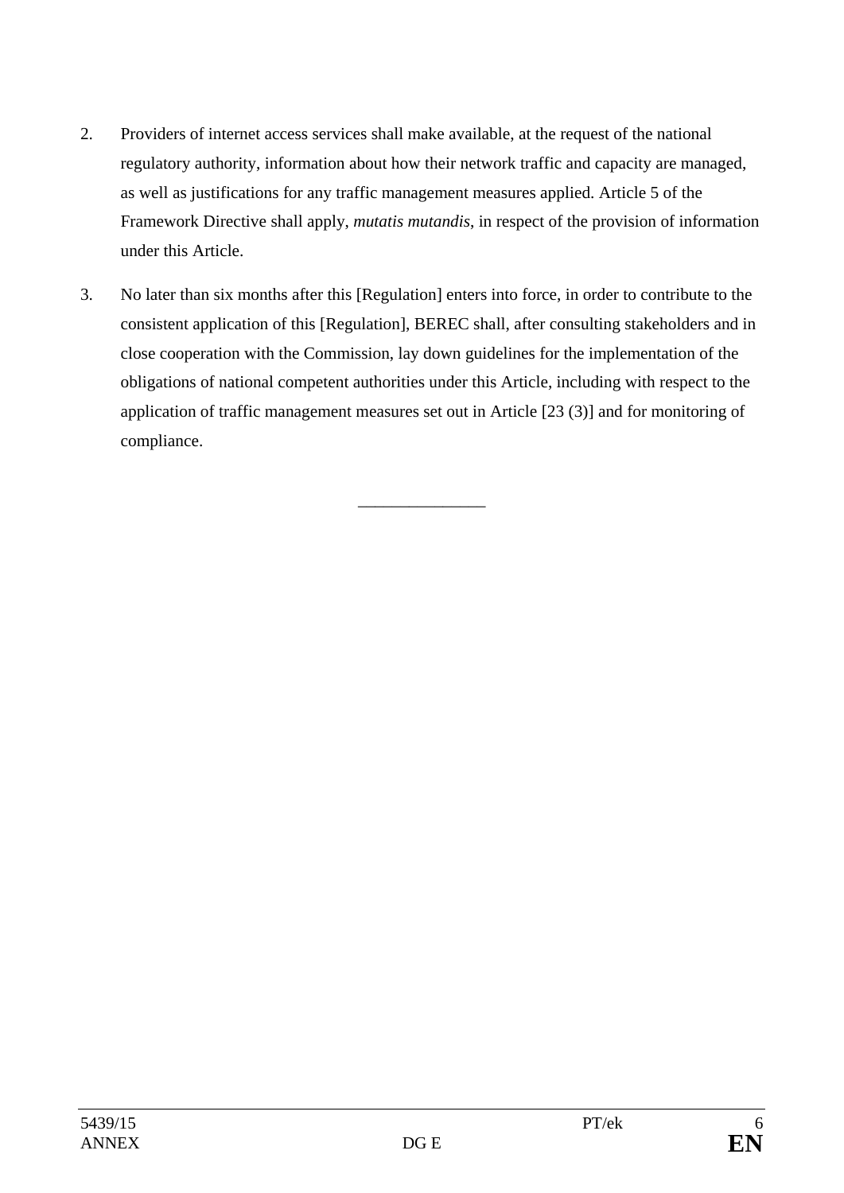2. Providers of internet access services shall make available, at the request of the national regulatory authority, information about how their network traffic and capacity are managed, as well as justifications for any traffic management measures applied. Article 5 of the Framework Directive shall apply, *mutatis mutandis*, in respect of the provision of information under this Article.

3. No later than six months after this [Regulation] enters into force, in order to contribute to the consistent application of this [Regulation], BEREC shall, after consulting stakeholders and in close cooperation with the Commission, lay down guidelines for the implementation of the obligations of national competent authorities under this Article, including with respect to the application of traffic management measures set out in Article [23 (3)] and for monitoring of compliance.

_______________